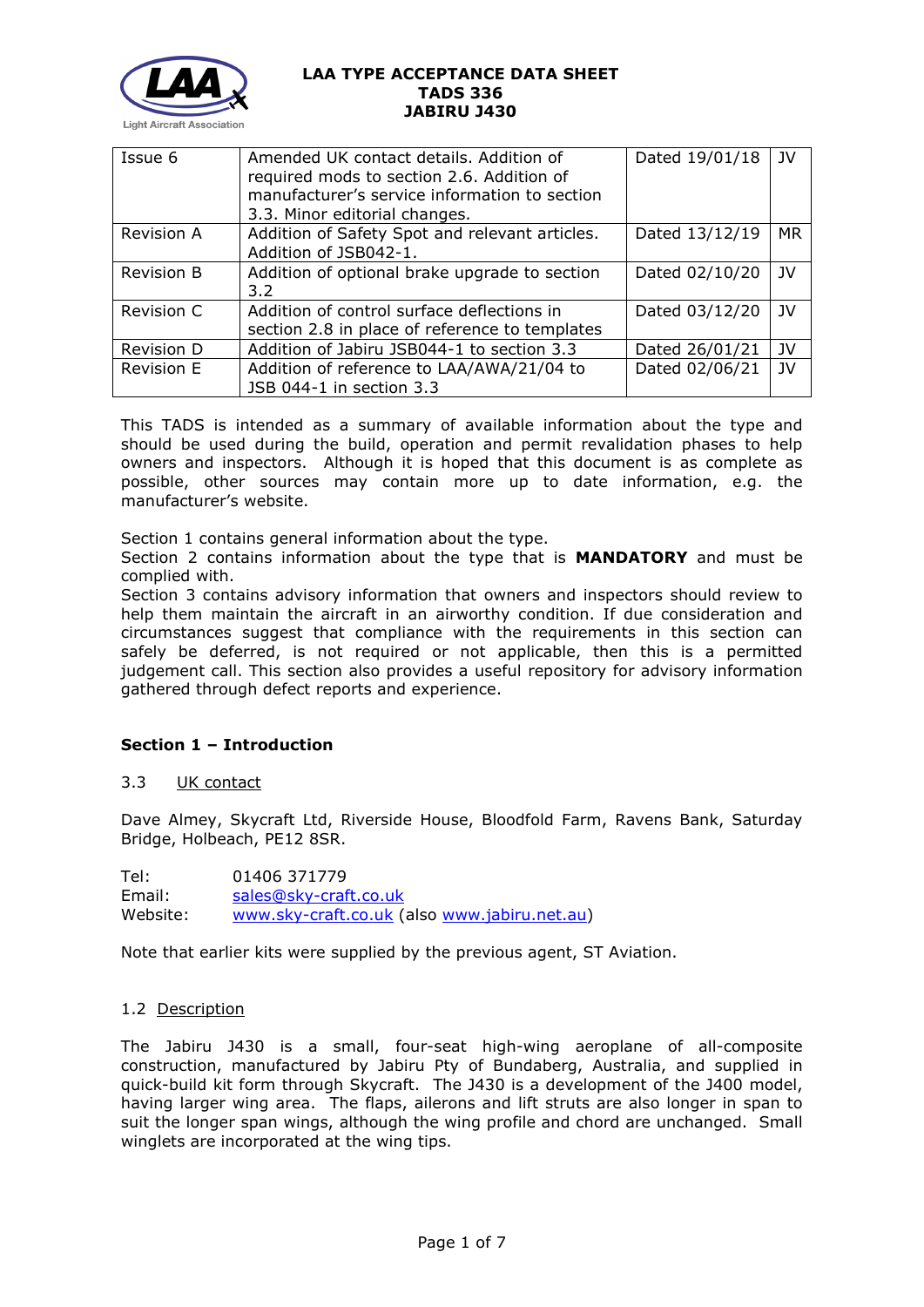# LAA TYPE ACCEPTANCE DATA SHEET
# TADS 336
# JABIRU J430

| | | | |
|---|---|---|---|
| Issue 6 | Amended UK contact details. Addition of required mods to section 2.6. Addition of manufacturer's service information to section 3.3. Minor editorial changes. | Dated 19/01/18 | JV |
| Revision A | Addition of Safety Spot and relevant articles. Addition of JSB042-1. | Dated 13/12/19 | MR |
| Revision B | Addition of optional brake upgrade to section 3.2 | Dated 02/10/20 | JV |
| Revision C | Addition of control surface deflections in section 2.8 in place of reference to templates | Dated 03/12/20 | JV |
| Revision D | Addition of Jabiru JSB044-1 to section 3.3 | Dated 26/01/21 | JV |
| Revision E | Addition of reference to LAA/AWA/21/04 to JSB 044-1 in section 3.3 | Dated 02/06/21 | JV |

This TADS is intended as a summary of available information about the type and should be used during the build, operation and permit revalidation phases to help owners and inspectors. Although it is hoped that this document is as complete as possible, other sources may contain more up to date information, e.g. the manufacturer's website.

Section 1 contains general information about the type.
Section 2 contains information about the type that is **MANDATORY** and must be complied with.
Section 3 contains advisory information that owners and inspectors should review to help them maintain the aircraft in an airworthy condition. If due consideration and circumstances suggest that compliance with the requirements in this section can safely be deferred, is not required or not applicable, then this is a permitted judgement call. This section also provides a useful repository for advisory information gathered through defect reports and experience.

## Section 1 – Introduction

### 3.3 UK contact

Dave Almey, Skycraft Ltd, Riverside House, Bloodfold Farm, Ravens Bank, Saturday Bridge, Holbeach, PE12 8SR.

Tel: 01406 371779
Email: sales@sky-craft.co.uk
Website: www.sky-craft.co.uk (also www.jabiru.net.au)

Note that earlier kits were supplied by the previous agent, ST Aviation.

### 1.2 Description

The Jabiru J430 is a small, four-seat high-wing aeroplane of all-composite construction, manufactured by Jabiru Pty of Bundaberg, Australia, and supplied in quick-build kit form through Skycraft. The J430 is a development of the J400 model, having larger wing area. The flaps, ailerons and lift struts are also longer in span to suit the longer span wings, although the wing profile and chord are unchanged. Small winglets are incorporated at the wing tips.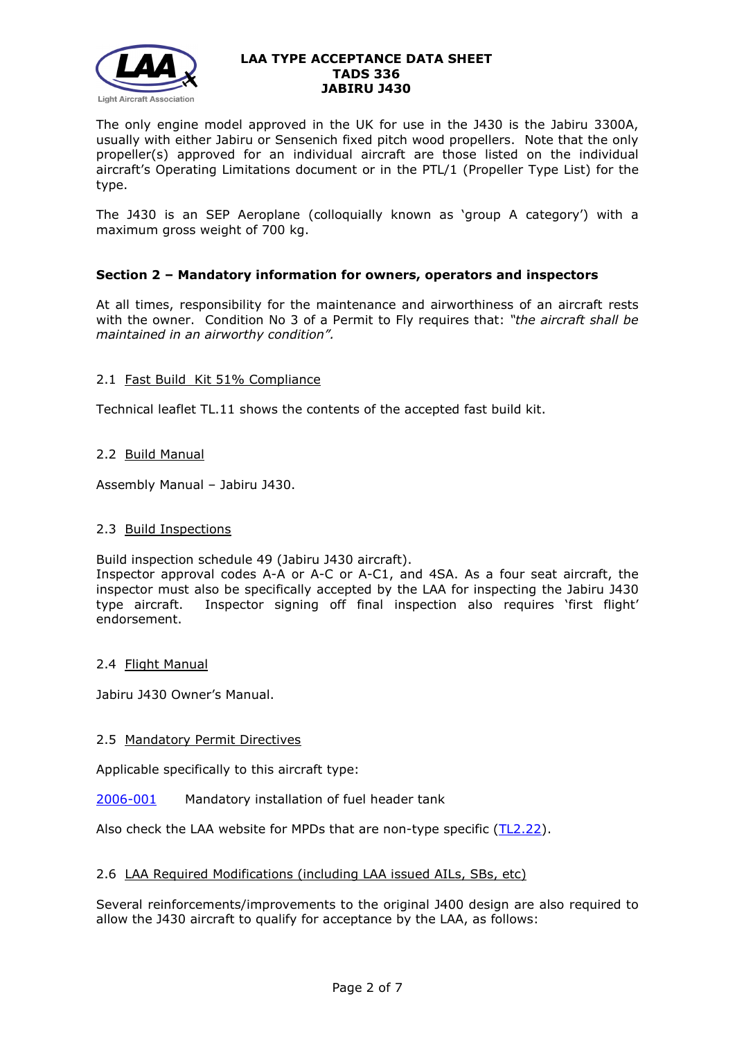The only engine model approved in the UK for use in the J430 is the Jabiru 3300A, usually with either Jabiru or Sensenich fixed pitch wood propellers. Note that the only propeller(s) approved for an individual aircraft are those listed on the individual aircraft's Operating Limitations document or in the PTL/1 (Propeller Type List) for the type.

The J430 is an SEP Aeroplane (colloquially known as 'group A category') with a maximum gross weight of 700 kg.

## Section 2 – Mandatory information for owners, operators and inspectors

At all times, responsibility for the maintenance and airworthiness of an aircraft rests with the owner. Condition No 3 of a Permit to Fly requires that: *"the aircraft shall be maintained in an airworthy condition".*

### 2.1 Fast Build Kit 51% Compliance

Technical leaflet TL.11 shows the contents of the accepted fast build kit.

### 2.2 Build Manual

Assembly Manual – Jabiru J430.

### 2.3 Build Inspections

Build inspection schedule 49 (Jabiru J430 aircraft).
Inspector approval codes A-A or A-C or A-C1, and 4SA. As a four seat aircraft, the inspector must also be specifically accepted by the LAA for inspecting the Jabiru J430 type aircraft. Inspector signing off final inspection also requires 'first flight' endorsement.

### 2.4 Flight Manual

Jabiru J430 Owner's Manual.

### 2.5 Mandatory Permit Directives

Applicable specifically to this aircraft type:

2006-001 Mandatory installation of fuel header tank

Also check the LAA website for MPDs that are non-type specific (TL2.22).

### 2.6 LAA Required Modifications (including LAA issued AILs, SBs, etc)

Several reinforcements/improvements to the original J400 design are also required to allow the J430 aircraft to qualify for acceptance by the LAA, as follows: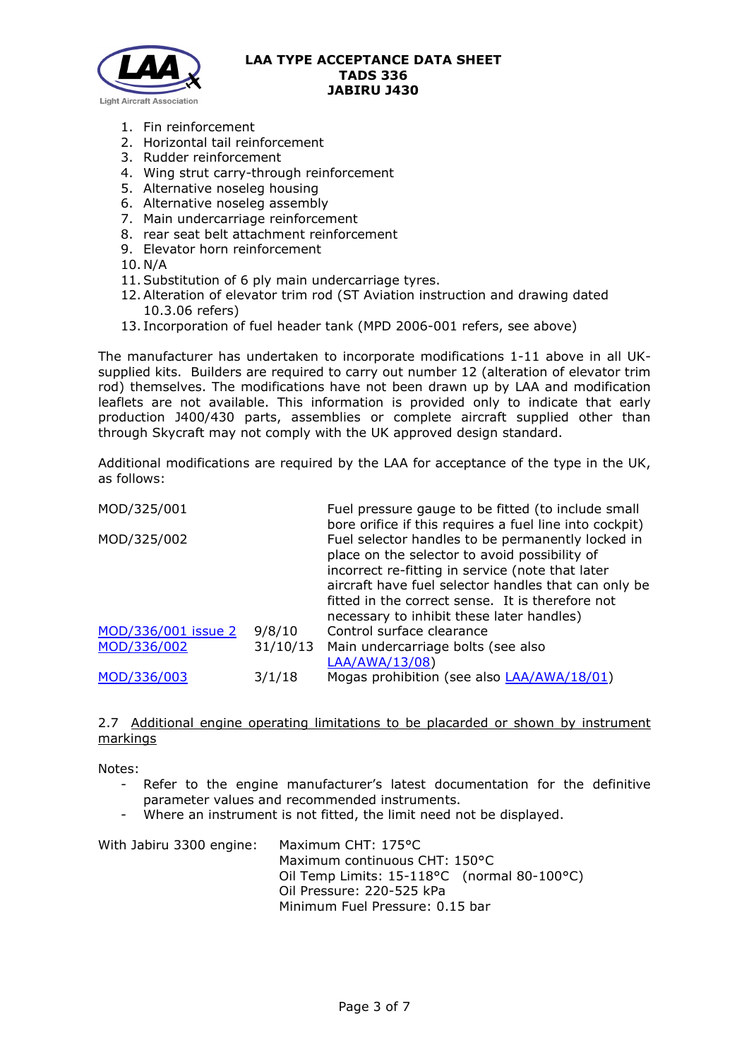1. Fin reinforcement
2. Horizontal tail reinforcement
3. Rudder reinforcement
4. Wing strut carry-through reinforcement
5. Alternative noseleg housing
6. Alternative noseleg assembly
7. Main undercarriage reinforcement
8. rear seat belt attachment reinforcement
9. Elevator horn reinforcement
10. N/A
11. Substitution of 6 ply main undercarriage tyres.
12. Alteration of elevator trim rod (ST Aviation instruction and drawing dated 10.3.06 refers)
13. Incorporation of fuel header tank (MPD 2006-001 refers, see above)

The manufacturer has undertaken to incorporate modifications 1-11 above in all UK-supplied kits. Builders are required to carry out number 12 (alteration of elevator trim rod) themselves. The modifications have not been drawn up by LAA and modification leaflets are not available. This information is provided only to indicate that early production J400/430 parts, assemblies or complete aircraft supplied other than through Skycraft may not comply with the UK approved design standard.

Additional modifications are required by the LAA for acceptance of the type in the UK, as follows:

| | | |
|---|---|---|
| MOD/325/001 | | Fuel pressure gauge to be fitted (to include small bore orifice if this requires a fuel line into cockpit) |
| MOD/325/002 | | Fuel selector handles to be permanently locked in place on the selector to avoid possibility of incorrect re-fitting in service (note that later aircraft have fuel selector handles that can only be fitted in the correct sense. It is therefore not necessary to inhibit these later handles) |
| MOD/336/001 issue 2 | 9/8/10 | Control surface clearance |
| MOD/336/002 | 31/10/13 | Main undercarriage bolts (see also LAA/AWA/13/08) |
| MOD/336/003 | 3/1/18 | Mogas prohibition (see also LAA/AWA/18/01) |

## 2.7 Additional engine operating limitations to be placarded or shown by instrument markings

Notes:

- Refer to the engine manufacturer's latest documentation for the definitive parameter values and recommended instruments.
- Where an instrument is not fitted, the limit need not be displayed.

With Jabiru 3300 engine:

- Maximum CHT: 175°C
- Maximum continuous CHT: 150°C
- Oil Temp Limits: 15-118°C (normal 80-100°C)
- Oil Pressure: 220-525 kPa
- Minimum Fuel Pressure: 0.15 bar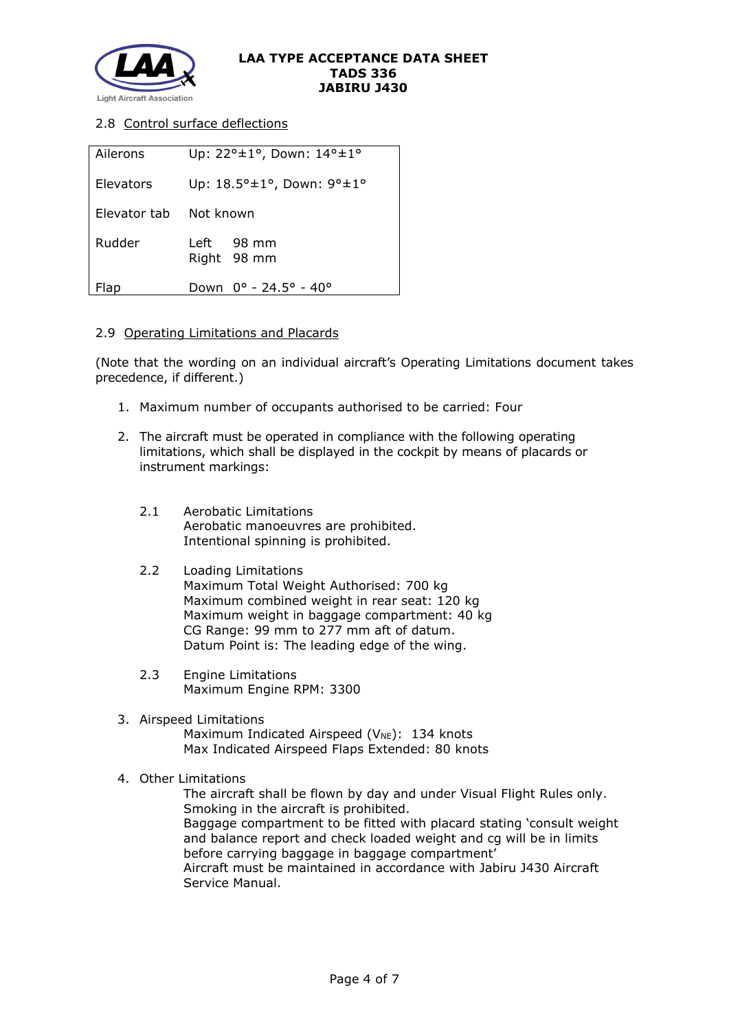### 2.8 Control surface deflections

| | |
|---|---|
| Ailerons | Up: 22°±1°, Down: 14°±1° |
| Elevators | Up: 18.5°±1°, Down: 9°±1° |
| Elevator tab | Not known |
| Rudder | Left 98 mm<br>Right 98 mm |
| Flap | Down 0° - 24.5° - 40° |

### 2.9 Operating Limitations and Placards

(Note that the wording on an individual aircraft's Operating Limitations document takes precedence, if different.)

1. Maximum number of occupants authorised to be carried: Four

2. The aircraft must be operated in compliance with the following operating limitations, which shall be displayed in the cockpit by means of placards or instrument markings:

   2.1 Aerobatic Limitations
   Aerobatic manoeuvres are prohibited.
   Intentional spinning is prohibited.

   2.2 Loading Limitations
   Maximum Total Weight Authorised: 700 kg
   Maximum combined weight in rear seat: 120 kg
   Maximum weight in baggage compartment: 40 kg
   CG Range: 99 mm to 277 mm aft of datum.
   Datum Point is: The leading edge of the wing.

   2.3 Engine Limitations
   Maximum Engine RPM: 3300

3. Airspeed Limitations
   Maximum Indicated Airspeed ($V_{NE}$): 134 knots
   Max Indicated Airspeed Flaps Extended: 80 knots

4. Other Limitations
   The aircraft shall be flown by day and under Visual Flight Rules only.
   Smoking in the aircraft is prohibited.
   Baggage compartment to be fitted with placard stating 'consult weight and balance report and check loaded weight and cg will be in limits before carrying baggage in baggage compartment'
   Aircraft must be maintained in accordance with Jabiru J430 Aircraft Service Manual.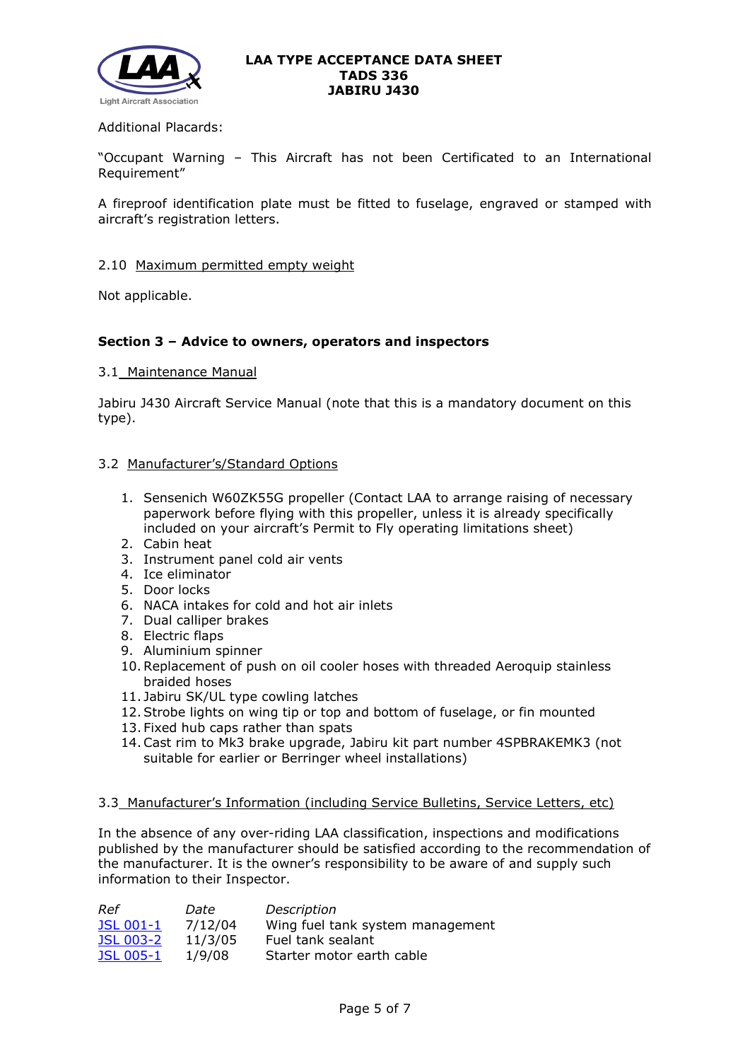Additional Placards:

"Occupant Warning – This Aircraft has not been Certificated to an International Requirement"

A fireproof identification plate must be fitted to fuselage, engraved or stamped with aircraft's registration letters.

2.10 Maximum permitted empty weight

Not applicable.

**Section 3 – Advice to owners, operators and inspectors**

3.1 Maintenance Manual

Jabiru J430 Aircraft Service Manual (note that this is a mandatory document on this type).

3.2 Manufacturer's/Standard Options

1. Sensenich W60ZK55G propeller (Contact LAA to arrange raising of necessary paperwork before flying with this propeller, unless it is already specifically included on your aircraft's Permit to Fly operating limitations sheet)
2. Cabin heat
3. Instrument panel cold air vents
4. Ice eliminator
5. Door locks
6. NACA intakes for cold and hot air inlets
7. Dual calliper brakes
8. Electric flaps
9. Aluminium spinner
10. Replacement of push on oil cooler hoses with threaded Aeroquip stainless braided hoses
11. Jabiru SK/UL type cowling latches
12. Strobe lights on wing tip or top and bottom of fuselage, or fin mounted
13. Fixed hub caps rather than spats
14. Cast rim to Mk3 brake upgrade, Jabiru kit part number 4SPBRAKEMK3 (not suitable for earlier or Berringer wheel installations)

3.3 Manufacturer's Information (including Service Bulletins, Service Letters, etc)

In the absence of any over-riding LAA classification, inspections and modifications published by the manufacturer should be satisfied according to the recommendation of the manufacturer. It is the owner's responsibility to be aware of and supply such information to their Inspector.

| *Ref* | *Date* | *Description* |
|---|---|---|
| JSL 001-1 | 7/12/04 | Wing fuel tank system management |
| JSL 003-2 | 11/3/05 | Fuel tank sealant |
| JSL 005-1 | 1/9/08 | Starter motor earth cable |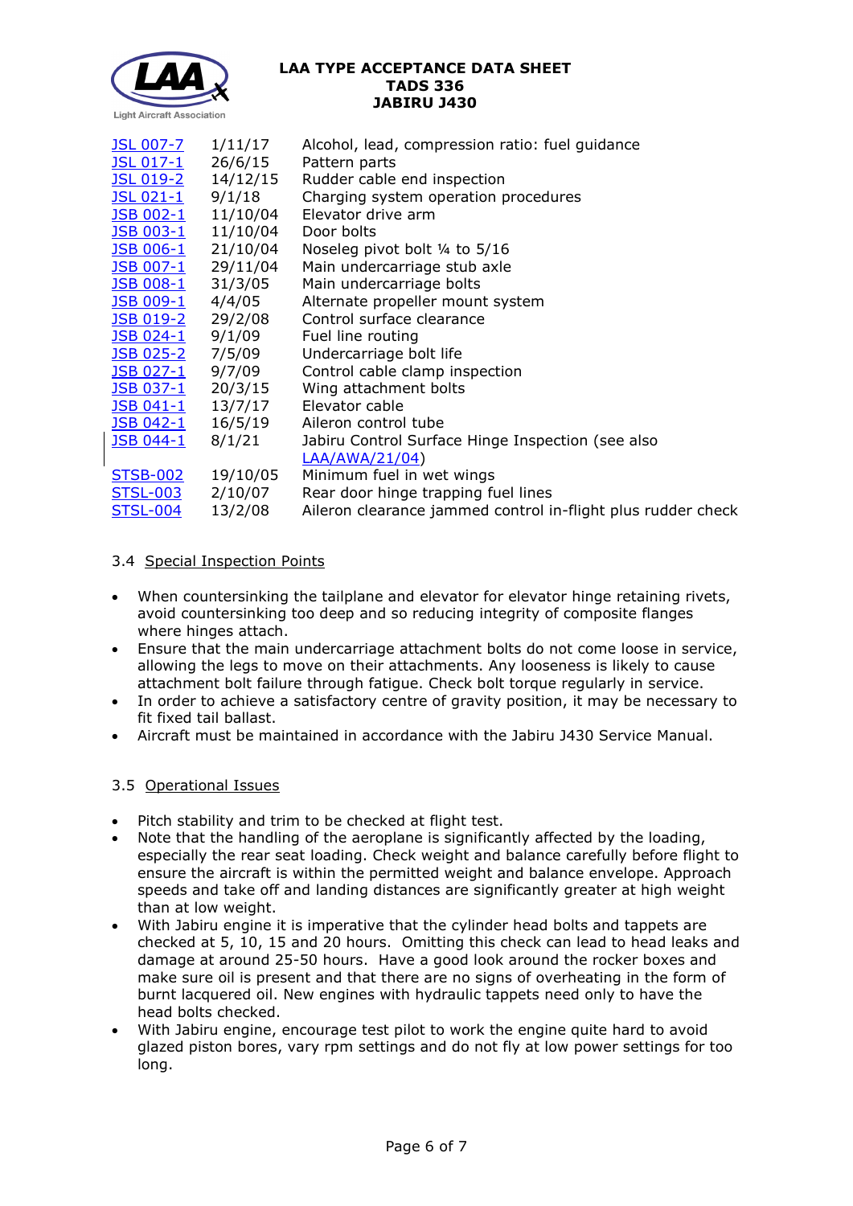| | | |
|---|---|---|
| JSL 007-7 | 1/11/17 | Alcohol, lead, compression ratio: fuel guidance |
| JSL 017-1 | 26/6/15 | Pattern parts |
| JSL 019-2 | 14/12/15 | Rudder cable end inspection |
| JSL 021-1 | 9/1/18 | Charging system operation procedures |
| JSB 002-1 | 11/10/04 | Elevator drive arm |
| JSB 003-1 | 11/10/04 | Door bolts |
| JSB 006-1 | 21/10/04 | Noseleg pivot bolt ¼ to 5/16 |
| JSB 007-1 | 29/11/04 | Main undercarriage stub axle |
| JSB 008-1 | 31/3/05 | Main undercarriage bolts |
| JSB 009-1 | 4/4/05 | Alternate propeller mount system |
| JSB 019-2 | 29/2/08 | Control surface clearance |
| JSB 024-1 | 9/1/09 | Fuel line routing |
| JSB 025-2 | 7/5/09 | Undercarriage bolt life |
| JSB 027-1 | 9/7/09 | Control cable clamp inspection |
| JSB 037-1 | 20/3/15 | Wing attachment bolts |
| JSB 041-1 | 13/7/17 | Elevator cable |
| JSB 042-1 | 16/5/19 | Aileron control tube |
| JSB 044-1 | 8/1/21 | Jabiru Control Surface Hinge Inspection (see also LAA/AWA/21/04) |
| STSB-002 | 19/10/05 | Minimum fuel in wet wings |
| STSL-003 | 2/10/07 | Rear door hinge trapping fuel lines |
| STSL-004 | 13/2/08 | Aileron clearance jammed control in-flight plus rudder check |

### 3.4 Special Inspection Points

- When countersinking the tailplane and elevator for elevator hinge retaining rivets, avoid countersinking too deep and so reducing integrity of composite flanges where hinges attach.
- Ensure that the main undercarriage attachment bolts do not come loose in service, allowing the legs to move on their attachments. Any looseness is likely to cause attachment bolt failure through fatigue. Check bolt torque regularly in service.
- In order to achieve a satisfactory centre of gravity position, it may be necessary to fit fixed tail ballast.
- Aircraft must be maintained in accordance with the Jabiru J430 Service Manual.

### 3.5 Operational Issues

- Pitch stability and trim to be checked at flight test.
- Note that the handling of the aeroplane is significantly affected by the loading, especially the rear seat loading. Check weight and balance carefully before flight to ensure the aircraft is within the permitted weight and balance envelope. Approach speeds and take off and landing distances are significantly greater at high weight than at low weight.
- With Jabiru engine it is imperative that the cylinder head bolts and tappets are checked at 5, 10, 15 and 20 hours. Omitting this check can lead to head leaks and damage at around 25-50 hours. Have a good look around the rocker boxes and make sure oil is present and that there are no signs of overheating in the form of burnt lacquered oil. New engines with hydraulic tappets need only to have the head bolts checked.
- With Jabiru engine, encourage test pilot to work the engine quite hard to avoid glazed piston bores, vary rpm settings and do not fly at low power settings for too long.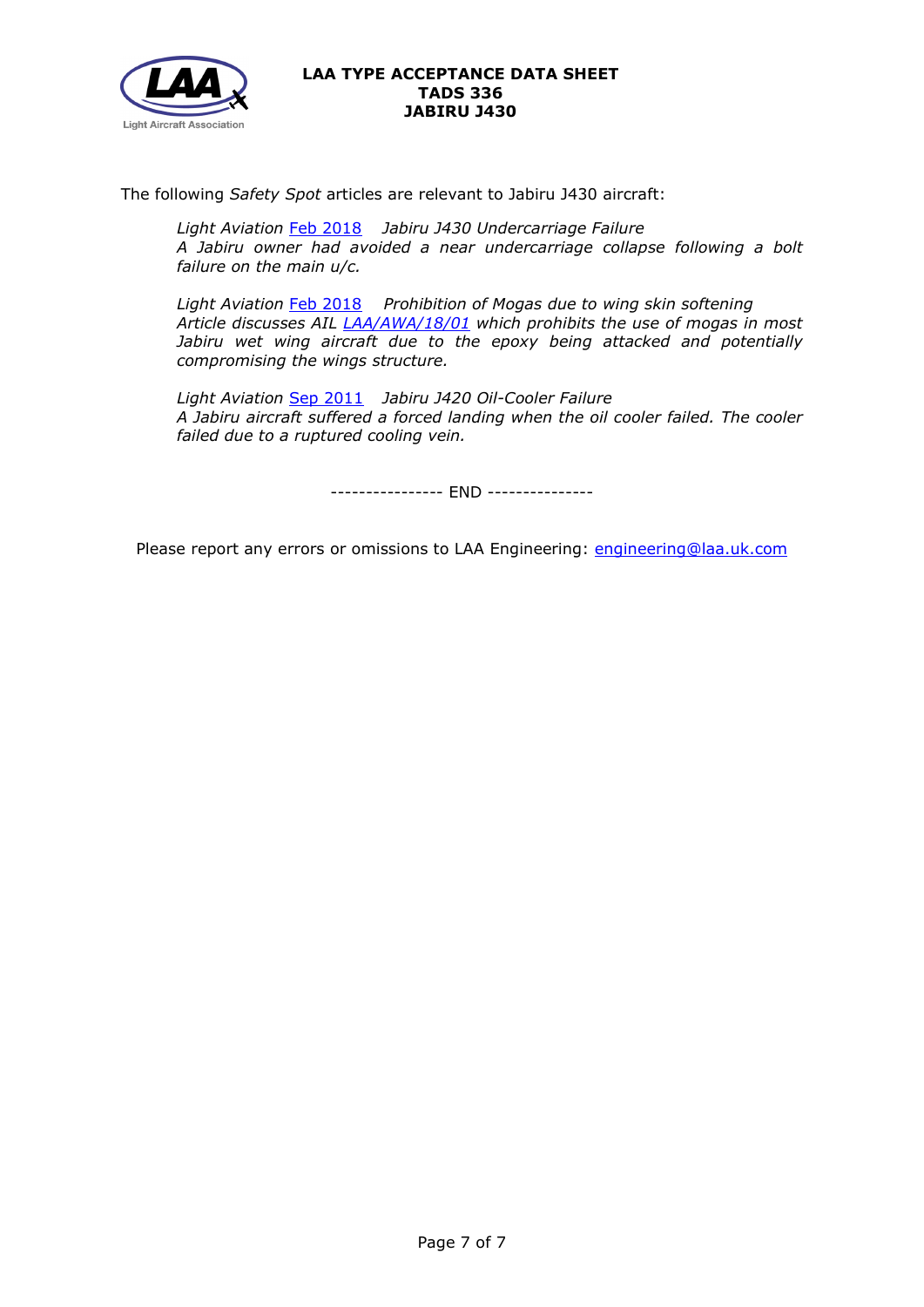The following *Safety Spot* articles are relevant to Jabiru J430 aircraft:

> *Light Aviation* Feb 2018 *Jabiru J430 Undercarriage Failure*
> *A Jabiru owner had avoided a near undercarriage collapse following a bolt failure on the main u/c.*
>
> *Light Aviation* Feb 2018 *Prohibition of Mogas due to wing skin softening*
> *Article discusses AIL LAA/AWA/18/01 which prohibits the use of mogas in most Jabiru wet wing aircraft due to the epoxy being attacked and potentially compromising the wings structure.*
>
> *Light Aviation* Sep 2011 *Jabiru J420 Oil-Cooler Failure*
> *A Jabiru aircraft suffered a forced landing when the oil cooler failed. The cooler failed due to a ruptured cooling vein.*

---------------- END ---------------

Please report any errors or omissions to LAA Engineering: engineering@laa.uk.com